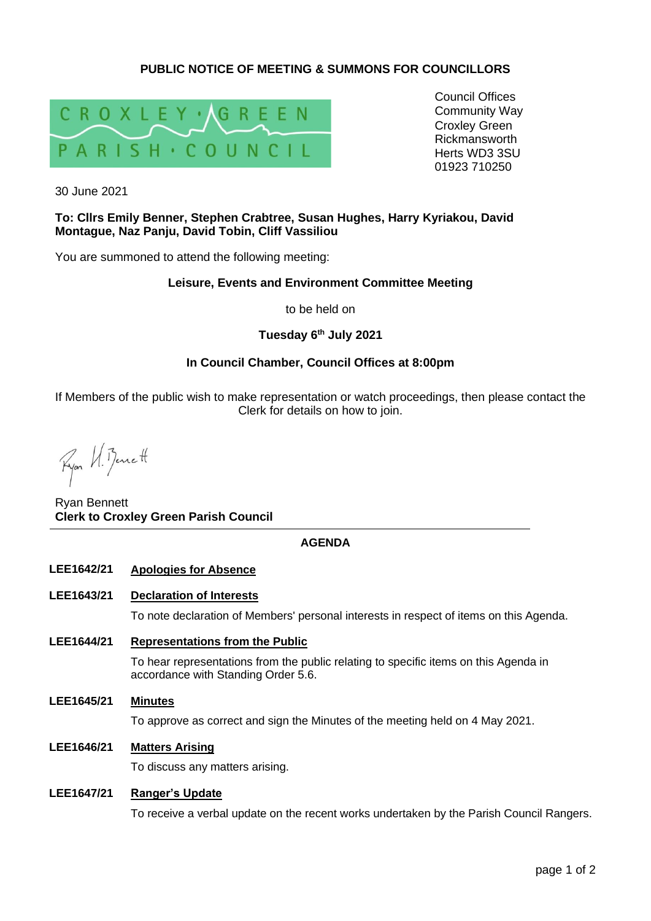# PUBLIC NOTICE OF MEETING & SUMMONS FOR COUNCILLORS

CROXLEY GREEN PARISH COUNCIL

Council Offices
Community Way
Croxley Green
Rickmansworth
Herts WD3 3SU
01923 710250

30 June 2021

**To: Cllrs Emily Benner, Stephen Crabtree, Susan Hughes, Harry Kyriakou, David Montague, Naz Panju, David Tobin, Cliff Vassiliou**

You are summoned to attend the following meeting:

**Leisure, Events and Environment Committee Meeting**

to be held on

**Tuesday 6th July 2021**

**In Council Chamber, Council Offices at 8:00pm**

If Members of the public wish to make representation or watch proceedings, then please contact the Clerk for details on how to join.

Ryan Bennett
**Clerk to Croxley Green Parish Council**

## AGENDA

**LEE1642/21** **Apologies for Absence**

**LEE1643/21** **Declaration of Interests**

To note declaration of Members' personal interests in respect of items on this Agenda.

**LEE1644/21** **Representations from the Public**

To hear representations from the public relating to specific items on this Agenda in accordance with Standing Order 5.6.

**LEE1645/21** **Minutes**

To approve as correct and sign the Minutes of the meeting held on 4 May 2021.

**LEE1646/21** **Matters Arising**

To discuss any matters arising.

**LEE1647/21** **Ranger's Update**

To receive a verbal update on the recent works undertaken by the Parish Council Rangers.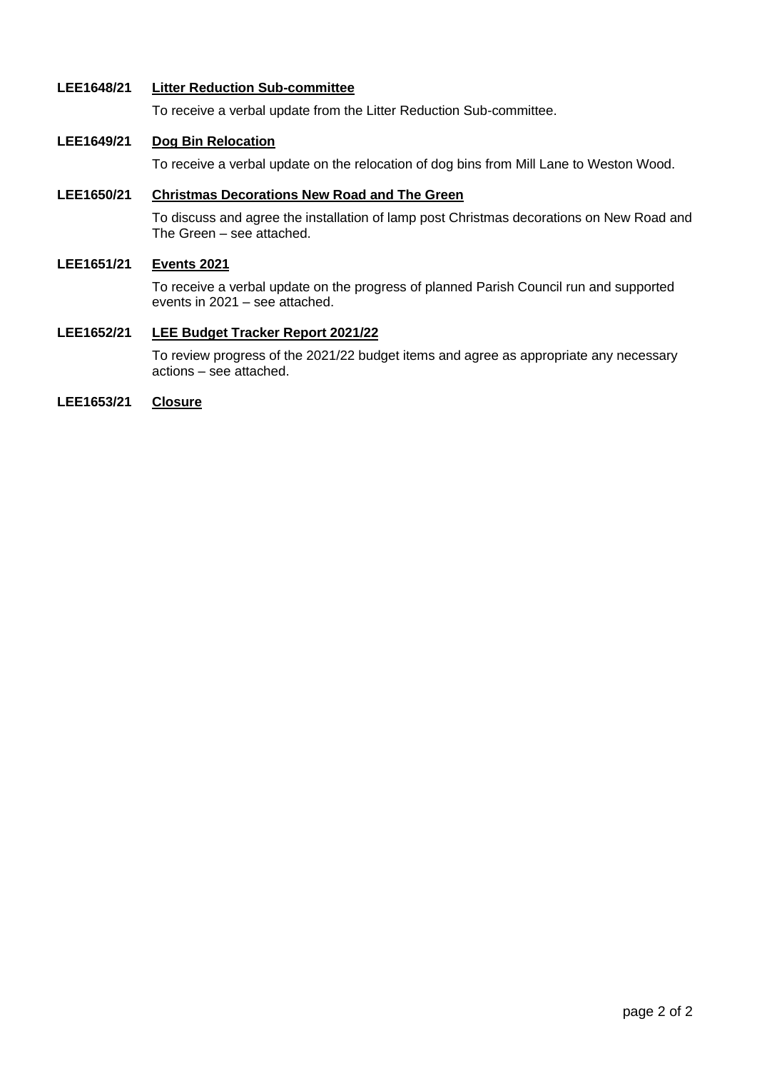**LEE1648/21** **Litter Reduction Sub-committee**

To receive a verbal update from the Litter Reduction Sub-committee.

**LEE1649/21** **Dog Bin Relocation**

To receive a verbal update on the relocation of dog bins from Mill Lane to Weston Wood.

**LEE1650/21** **Christmas Decorations New Road and The Green**

To discuss and agree the installation of lamp post Christmas decorations on New Road and The Green – see attached.

**LEE1651/21** **Events 2021**

To receive a verbal update on the progress of planned Parish Council run and supported events in 2021 – see attached.

**LEE1652/21** **LEE Budget Tracker Report 2021/22**

To review progress of the 2021/22 budget items and agree as appropriate any necessary actions – see attached.

**LEE1653/21** **Closure**